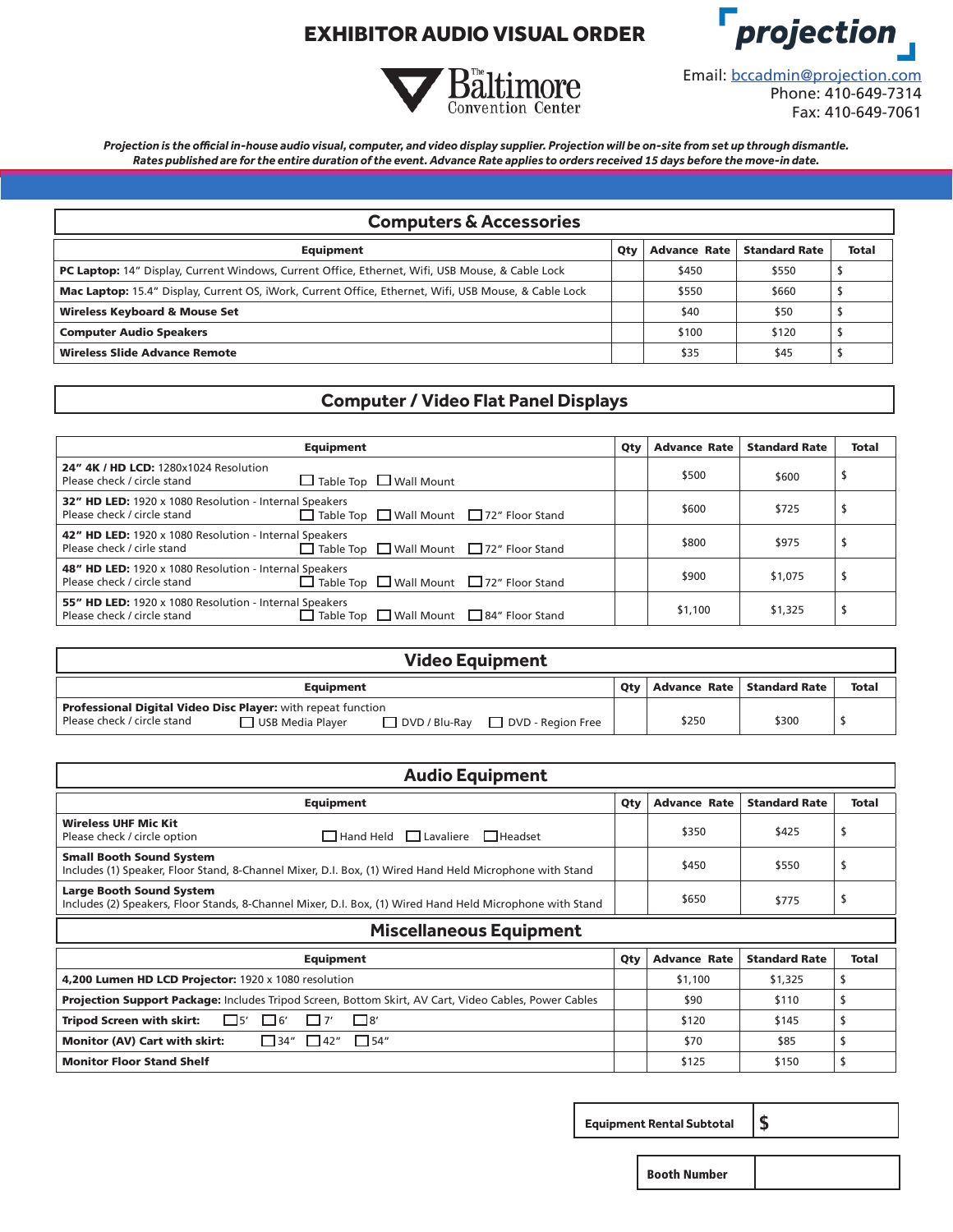# EXHIBITOR AUDIO VISUAL ORDER

The Baltimore Convention Center

projection

Email: bccadmin@projection.com
Phone: 410-649-7314
Fax: 410-649-7061

***Projection is the official in-house audio visual, computer, and video display supplier. Projection will be on-site from set up through dismantle. Rates published are for the entire duration of the event. Advance Rate applies to orders received 15 days before the move-in date.***

## Computers & Accessories

| Equipment | Qty | Advance Rate | Standard Rate | Total |
|---|---|---|---|---|
| **PC Laptop:** 14" Display, Current Windows, Current Office, Ethernet, Wifi, USB Mouse, & Cable Lock | | $450 | $550 | $ |
| **Mac Laptop:** 15.4" Display, Current OS, iWork, Current Office, Ethernet, Wifi, USB Mouse, & Cable Lock | | $550 | $660 | $ |
| **Wireless Keyboard & Mouse Set** | | $40 | $50 | $ |
| **Computer Audio Speakers** | | $100 | $120 | $ |
| **Wireless Slide Advance Remote** | | $35 | $45 | $ |

## Computer / Video Flat Panel Displays

| Equipment | Qty | Advance Rate | Standard Rate | Total |
|---|---|---|---|---|
| **24" 4K / HD LCD:** 1280x1024 Resolution<br>Please check / circle stand ☐ Table Top ☐ Wall Mount | | $500 | $600 | $ |
| **32" HD LED:** 1920 x 1080 Resolution - Internal Speakers<br>Please check / circle stand ☐ Table Top ☐ Wall Mount ☐ 72" Floor Stand | | $600 | $725 | $ |
| **42" HD LED:** 1920 x 1080 Resolution - Internal Speakers<br>Please check / cirle stand ☐ Table Top ☐ Wall Mount ☐ 72" Floor Stand | | $800 | $975 | $ |
| **48" HD LED:** 1920 x 1080 Resolution - Internal Speakers<br>Please check / circle stand ☐ Table Top ☐ Wall Mount ☐ 72" Floor Stand | | $900 | $1,075 | $ |
| **55" HD LED:** 1920 x 1080 Resolution - Internal Speakers<br>Please check / circle stand ☐ Table Top ☐ Wall Mount ☐ 84" Floor Stand | | $1,100 | $1,325 | $ |

## Video Equipment

| Equipment | Qty | Advance Rate | Standard Rate | Total |
|---|---|---|---|---|
| **Professional Digital Video Disc Player:** with repeat function<br>Please check / circle stand ☐ USB Media Player ☐ DVD / Blu-Ray ☐ DVD - Region Free | | $250 | $300 | $ |

## Audio Equipment

| Equipment | Qty | Advance Rate | Standard Rate | Total |
|---|---|---|---|---|
| **Wireless UHF Mic Kit**<br>Please check / circle option ☐ Hand Held ☐ Lavaliere ☐ Headset | | $350 | $425 | $ |
| **Small Booth Sound System**<br>Includes (1) Speaker, Floor Stand, 8-Channel Mixer, D.I. Box, (1) Wired Hand Held Microphone with Stand | | $450 | $550 | $ |
| **Large Booth Sound System**<br>Includes (2) Speakers, Floor Stands, 8-Channel Mixer, D.I. Box, (1) Wired Hand Held Microphone with Stand | | $650 | $775 | $ |

## Miscellaneous Equipment

| Equipment | Qty | Advance Rate | Standard Rate | Total |
|---|---|---|---|---|
| **4,200 Lumen HD LCD Projector:** 1920 x 1080 resolution | | $1,100 | $1,325 | $ |
| **Projection Support Package:** Includes Tripod Screen, Bottom Skirt, AV Cart, Video Cables, Power Cables | | $90 | $110 | $ |
| **Tripod Screen with skirt:** ☐ 5' ☐ 6' ☐ 7' ☐ 8' | | $120 | $145 | $ |
| **Monitor (AV) Cart with skirt:** ☐ 34" ☐ 42" ☐ 54" | | $70 | $85 | $ |
| **Monitor Floor Stand Shelf** | | $125 | $150 | $ |

| | |
|---|---|
| **Equipment Rental Subtotal** | **$** |

| | |
|---|---|
| **Booth Number** | |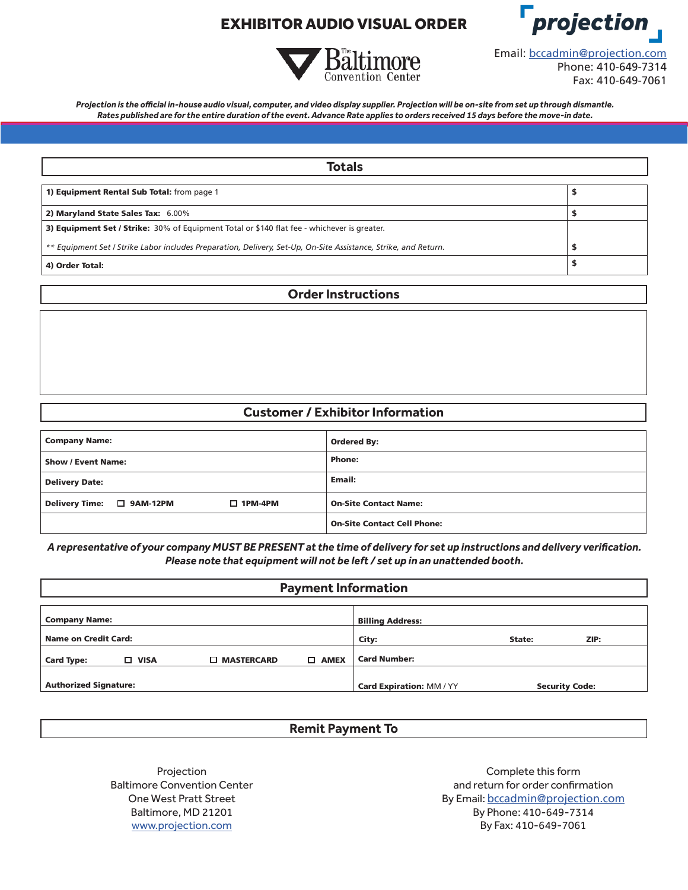# EXHIBITOR AUDIO VISUAL ORDER

The Baltimore Convention Center

projection

Email: bccadmin@projection.com
Phone: 410-649-7314
Fax: 410-649-7061

***Projection is the official in-house audio visual, computer, and video display supplier. Projection will be on-site from set up through dismantle. Rates published are for the entire duration of the event. Advance Rate applies to orders received 15 days before the move-in date.***

## Totals

| | |
|---|---|
| **1) Equipment Rental Sub Total:** from page 1 | **$** |
| **2) Maryland State Sales Tax:** 6.00% | **$** |
| **3) Equipment Set / Strike:** 30% of Equipment Total or $140 flat fee - whichever is greater.<br>*** Equipment Set / Strike Labor includes Preparation, Delivery, Set-Up, On-Site Assistance, Strike, and Return.* | **$** |
| **4) Order Total:** | **$** |

## Order Instructions

## Customer / Exhibitor Information

| | |
|---|---|
| **Company Name:** | **Ordered By:** |
| **Show / Event Name:** | **Phone:** |
| **Delivery Date:** | **Email:** |
| **Delivery Time:** ☐ **9AM-12PM** ☐ **1PM-4PM** | **On-Site Contact Name:** |
| | **On-Site Contact Cell Phone:** |

***A representative of your company MUST BE PRESENT at the time of delivery for set up instructions and delivery verification. Please note that equipment will not be left / set up in an unattended booth.***

## Payment Information

| | |
|---|---|
| **Company Name:** | **Billing Address:** |
| **Name on Credit Card:** | **City:** **State:** **ZIP:** |
| **Card Type:** ☐ **VISA** ☐ **MASTERCARD** ☐ **AMEX** | **Card Number:** |
| **Authorized Signature:** | **Card Expiration:** MM / YY **Security Code:** |

## Remit Payment To

Projection
Baltimore Convention Center
One West Pratt Street
Baltimore, MD 21201
www.projection.com

Complete this form
and return for order confirmation
By Email: bccadmin@projection.com
By Phone: 410-649-7314
By Fax: 410-649-7061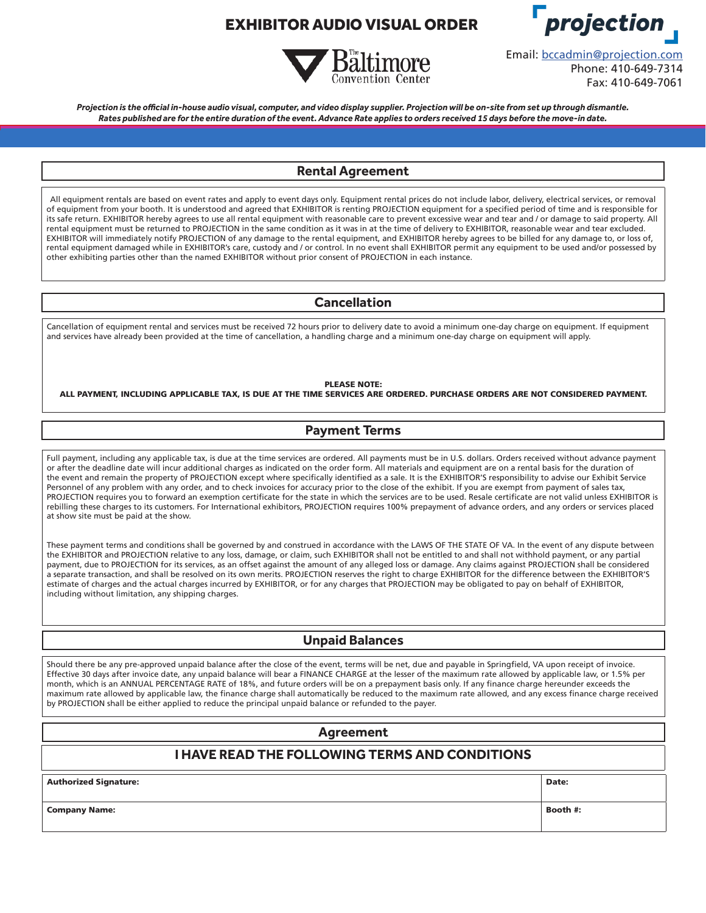# EXHIBITOR AUDIO VISUAL ORDER

The Baltimore Convention Center

projection

Email: bccadmin@projection.com
Phone: 410-649-7314
Fax: 410-649-7061

***Projection is the official in-house audio visual, computer, and video display supplier. Projection will be on-site from set up through dismantle. Rates published are for the entire duration of the event. Advance Rate applies to orders received 15 days before the move-in date.***

## Rental Agreement

All equipment rentals are based on event rates and apply to event days only. Equipment rental prices do not include labor, delivery, electrical services, or removal of equipment from your booth. It is understood and agreed that EXHIBITOR is renting PROJECTION equipment for a specified period of time and is responsible for its safe return. EXHIBITOR hereby agrees to use all rental equipment with reasonable care to prevent excessive wear and tear and / or damage to said property. All rental equipment must be returned to PROJECTION in the same condition as it was in at the time of delivery to EXHIBITOR, reasonable wear and tear excluded. EXHIBITOR will immediately notify PROJECTION of any damage to the rental equipment, and EXHIBITOR hereby agrees to be billed for any damage to, or loss of, rental equipment damaged while in EXHIBITOR's care, custody and / or control. In no event shall EXHIBITOR permit any equipment to be used and/or possessed by other exhibiting parties other than the named EXHIBITOR without prior consent of PROJECTION in each instance.

## Cancellation

Cancellation of equipment rental and services must be received 72 hours prior to delivery date to avoid a minimum one-day charge on equipment. If equipment and services have already been provided at the time of cancellation, a handling charge and a minimum one-day charge on equipment will apply.

**PLEASE NOTE:**
**ALL PAYMENT, INCLUDING APPLICABLE TAX, IS DUE AT THE TIME SERVICES ARE ORDERED. PURCHASE ORDERS ARE NOT CONSIDERED PAYMENT.**

## Payment Terms

Full payment, including any applicable tax, is due at the time services are ordered. All payments must be in U.S. dollars. Orders received without advance payment or after the deadline date will incur additional charges as indicated on the order form. All materials and equipment are on a rental basis for the duration of the event and remain the property of PROJECTION except where specifically identified as a sale. It is the EXHIBITOR'S responsibility to advise our Exhibit Service Personnel of any problem with any order, and to check invoices for accuracy prior to the close of the exhibit. If you are exempt from payment of sales tax, PROJECTION requires you to forward an exemption certificate for the state in which the services are to be used. Resale certificate are not valid unless EXHIBITOR is rebilling these charges to its customers. For International exhibitors, PROJECTION requires 100% prepayment of advance orders, and any orders or services placed at show site must be paid at the show.

These payment terms and conditions shall be governed by and construed in accordance with the LAWS OF THE STATE OF VA. In the event of any dispute between the EXHIBITOR and PROJECTION relative to any loss, damage, or claim, such EXHIBITOR shall not be entitled to and shall not withhold payment, or any partial payment, due to PROJECTION for its services, as an offset against the amount of any alleged loss or damage. Any claims against PROJECTION shall be considered a separate transaction, and shall be resolved on its own merits. PROJECTION reserves the right to charge EXHIBITOR for the difference between the EXHIBITOR'S estimate of charges and the actual charges incurred by EXHIBITOR, or for any charges that PROJECTION may be obligated to pay on behalf of EXHIBITOR, including without limitation, any shipping charges.

## Unpaid Balances

Should there be any pre-approved unpaid balance after the close of the event, terms will be net, due and payable in Springfield, VA upon receipt of invoice. Effective 30 days after invoice date, any unpaid balance will bear a FINANCE CHARGE at the lesser of the maximum rate allowed by applicable law, or 1.5% per month, which is an ANNUAL PERCENTAGE RATE of 18%, and future orders will be on a prepayment basis only. If any finance charge hereunder exceeds the maximum rate allowed by applicable law, the finance charge shall automatically be reduced to the maximum rate allowed, and any excess finance charge received by PROJECTION shall be either applied to reduce the principal unpaid balance or refunded to the payer.

## Agreement

### I HAVE READ THE FOLLOWING TERMS AND CONDITIONS

| | |
|---|---|
| **Authorized Signature:** | **Date:** |
| **Company Name:** | **Booth #:** |